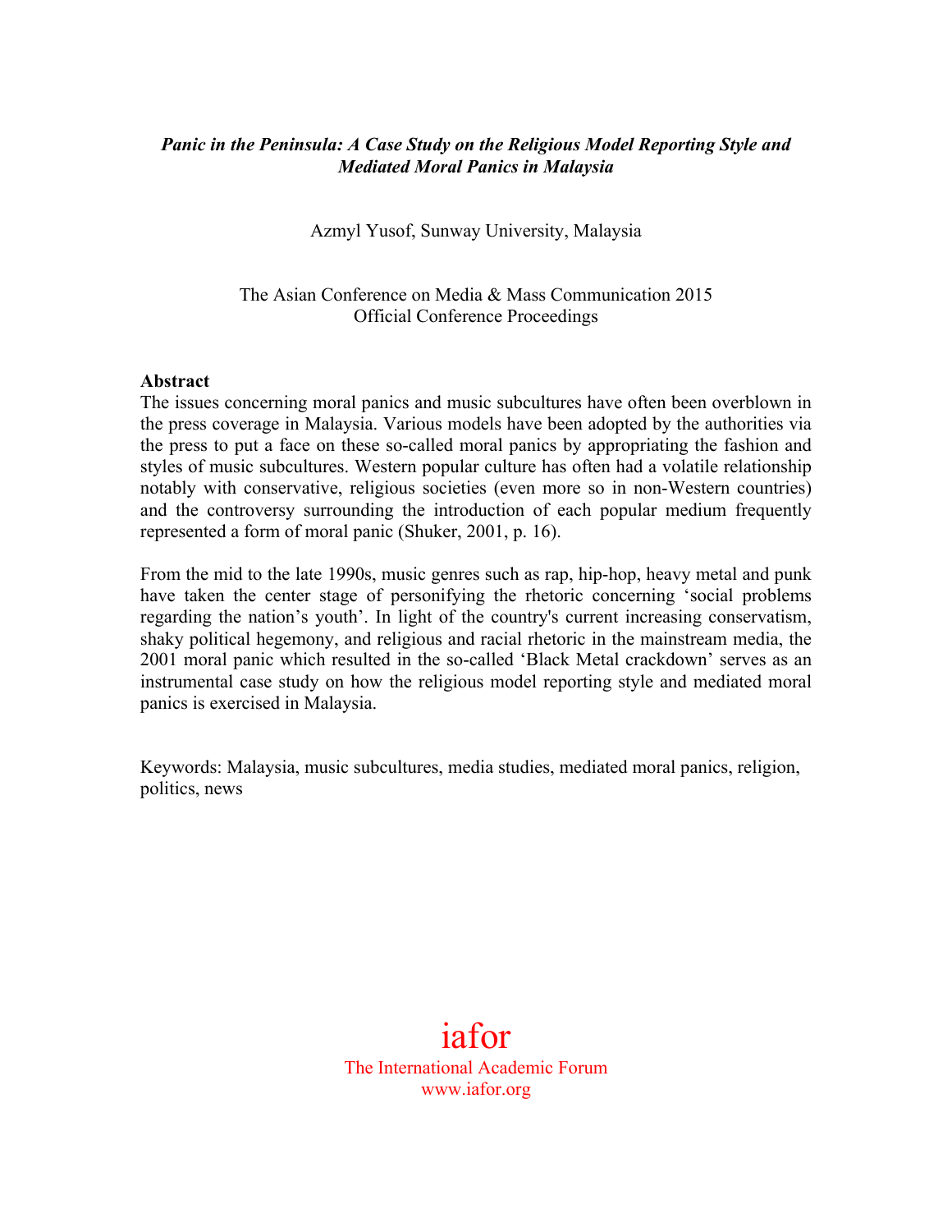***Panic in the Peninsula: A Case Study on the Religious Model Reporting Style and Mediated Moral Panics in Malaysia***

Azmyl Yusof, Sunway University, Malaysia

The Asian Conference on Media & Mass Communication 2015
Official Conference Proceedings

**Abstract**

The issues concerning moral panics and music subcultures have often been overblown in the press coverage in Malaysia. Various models have been adopted by the authorities via the press to put a face on these so-called moral panics by appropriating the fashion and styles of music subcultures. Western popular culture has often had a volatile relationship notably with conservative, religious societies (even more so in non-Western countries) and the controversy surrounding the introduction of each popular medium frequently represented a form of moral panic (Shuker, 2001, p. 16).

From the mid to the late 1990s, music genres such as rap, hip-hop, heavy metal and punk have taken the center stage of personifying the rhetoric concerning 'social problems regarding the nation's youth'. In light of the country's current increasing conservatism, shaky political hegemony, and religious and racial rhetoric in the mainstream media, the 2001 moral panic which resulted in the so-called 'Black Metal crackdown' serves as an instrumental case study on how the religious model reporting style and mediated moral panics is exercised in Malaysia.

Keywords: Malaysia, music subcultures, media studies, mediated moral panics, religion, politics, news

iafor
The International Academic Forum
www.iafor.org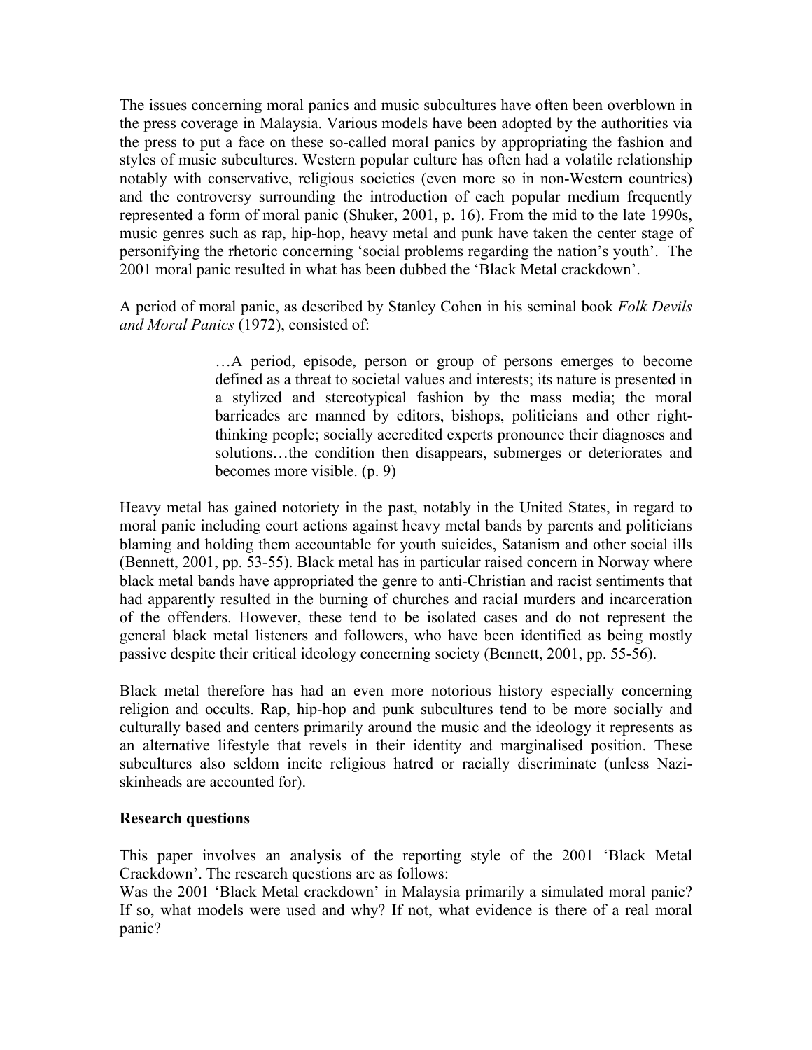The issues concerning moral panics and music subcultures have often been overblown in the press coverage in Malaysia. Various models have been adopted by the authorities via the press to put a face on these so-called moral panics by appropriating the fashion and styles of music subcultures. Western popular culture has often had a volatile relationship notably with conservative, religious societies (even more so in non-Western countries) and the controversy surrounding the introduction of each popular medium frequently represented a form of moral panic (Shuker, 2001, p. 16). From the mid to the late 1990s, music genres such as rap, hip-hop, heavy metal and punk have taken the center stage of personifying the rhetoric concerning 'social problems regarding the nation's youth'. The 2001 moral panic resulted in what has been dubbed the 'Black Metal crackdown'.

A period of moral panic, as described by Stanley Cohen in his seminal book *Folk Devils and Moral Panics* (1972), consisted of:

> …A period, episode, person or group of persons emerges to become defined as a threat to societal values and interests; its nature is presented in a stylized and stereotypical fashion by the mass media; the moral barricades are manned by editors, bishops, politicians and other right-thinking people; socially accredited experts pronounce their diagnoses and solutions…the condition then disappears, submerges or deteriorates and becomes more visible. (p. 9)

Heavy metal has gained notoriety in the past, notably in the United States, in regard to moral panic including court actions against heavy metal bands by parents and politicians blaming and holding them accountable for youth suicides, Satanism and other social ills (Bennett, 2001, pp. 53-55). Black metal has in particular raised concern in Norway where black metal bands have appropriated the genre to anti-Christian and racist sentiments that had apparently resulted in the burning of churches and racial murders and incarceration of the offenders. However, these tend to be isolated cases and do not represent the general black metal listeners and followers, who have been identified as being mostly passive despite their critical ideology concerning society (Bennett, 2001, pp. 55-56).

Black metal therefore has had an even more notorious history especially concerning religion and occults. Rap, hip-hop and punk subcultures tend to be more socially and culturally based and centers primarily around the music and the ideology it represents as an alternative lifestyle that revels in their identity and marginalised position. These subcultures also seldom incite religious hatred or racially discriminate (unless Nazi-skinheads are accounted for).

**Research questions**

This paper involves an analysis of the reporting style of the 2001 'Black Metal Crackdown'. The research questions are as follows:

Was the 2001 'Black Metal crackdown' in Malaysia primarily a simulated moral panic? If so, what models were used and why? If not, what evidence is there of a real moral panic?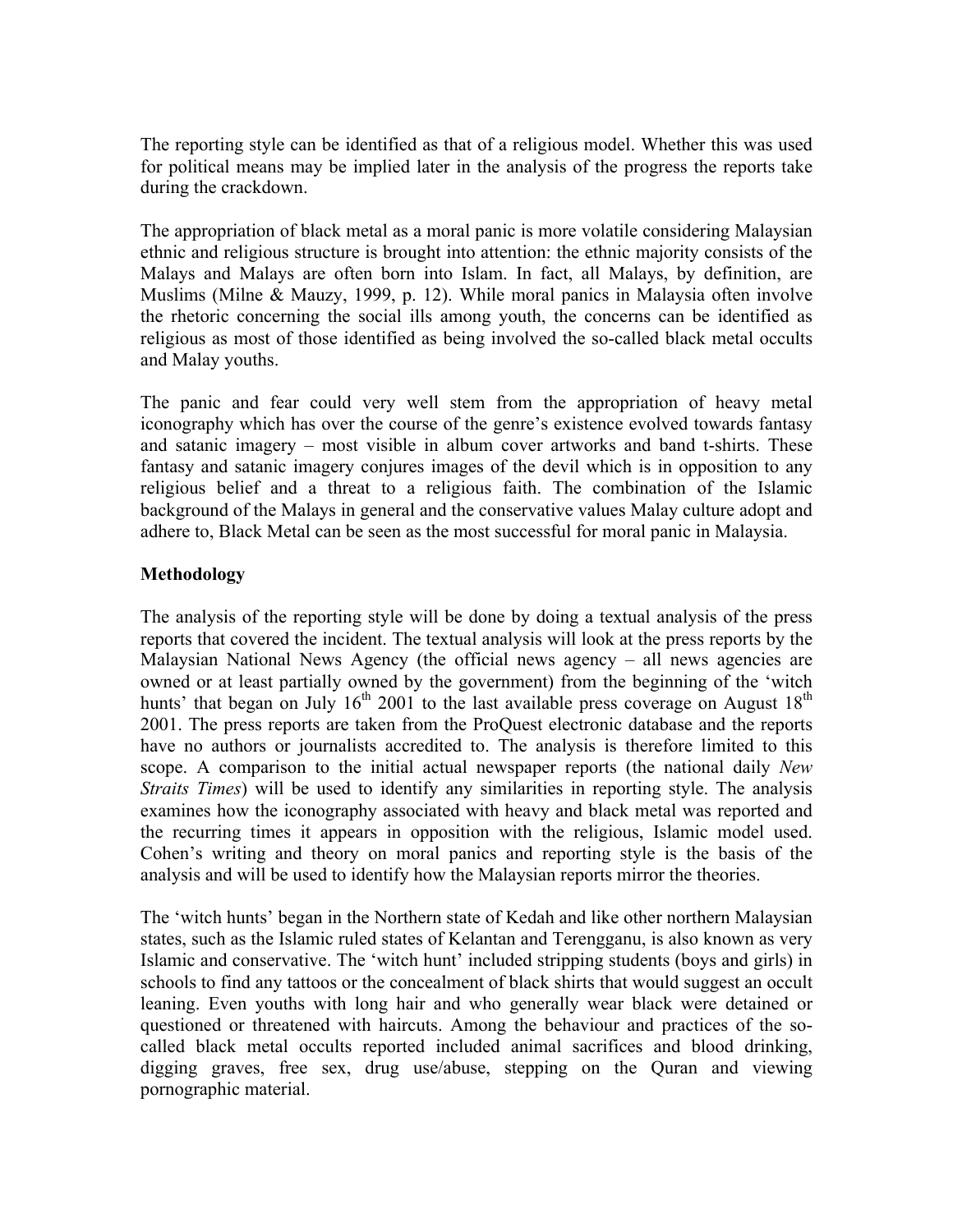The reporting style can be identified as that of a religious model. Whether this was used for political means may be implied later in the analysis of the progress the reports take during the crackdown.

The appropriation of black metal as a moral panic is more volatile considering Malaysian ethnic and religious structure is brought into attention: the ethnic majority consists of the Malays and Malays are often born into Islam. In fact, all Malays, by definition, are Muslims (Milne & Mauzy, 1999, p. 12). While moral panics in Malaysia often involve the rhetoric concerning the social ills among youth, the concerns can be identified as religious as most of those identified as being involved the so-called black metal occults and Malay youths.

The panic and fear could very well stem from the appropriation of heavy metal iconography which has over the course of the genre's existence evolved towards fantasy and satanic imagery – most visible in album cover artworks and band t-shirts. These fantasy and satanic imagery conjures images of the devil which is in opposition to any religious belief and a threat to a religious faith. The combination of the Islamic background of the Malays in general and the conservative values Malay culture adopt and adhere to, Black Metal can be seen as the most successful for moral panic in Malaysia.

**Methodology**

The analysis of the reporting style will be done by doing a textual analysis of the press reports that covered the incident. The textual analysis will look at the press reports by the Malaysian National News Agency (the official news agency – all news agencies are owned or at least partially owned by the government) from the beginning of the 'witch hunts' that began on July 16th 2001 to the last available press coverage on August 18th 2001. The press reports are taken from the ProQuest electronic database and the reports have no authors or journalists accredited to. The analysis is therefore limited to this scope. A comparison to the initial actual newspaper reports (the national daily *New Straits Times*) will be used to identify any similarities in reporting style. The analysis examines how the iconography associated with heavy and black metal was reported and the recurring times it appears in opposition with the religious, Islamic model used. Cohen's writing and theory on moral panics and reporting style is the basis of the analysis and will be used to identify how the Malaysian reports mirror the theories.

The 'witch hunts' began in the Northern state of Kedah and like other northern Malaysian states, such as the Islamic ruled states of Kelantan and Terengganu, is also known as very Islamic and conservative. The 'witch hunt' included stripping students (boys and girls) in schools to find any tattoos or the concealment of black shirts that would suggest an occult leaning. Even youths with long hair and who generally wear black were detained or questioned or threatened with haircuts. Among the behaviour and practices of the so-called black metal occults reported included animal sacrifices and blood drinking, digging graves, free sex, drug use/abuse, stepping on the Quran and viewing pornographic material.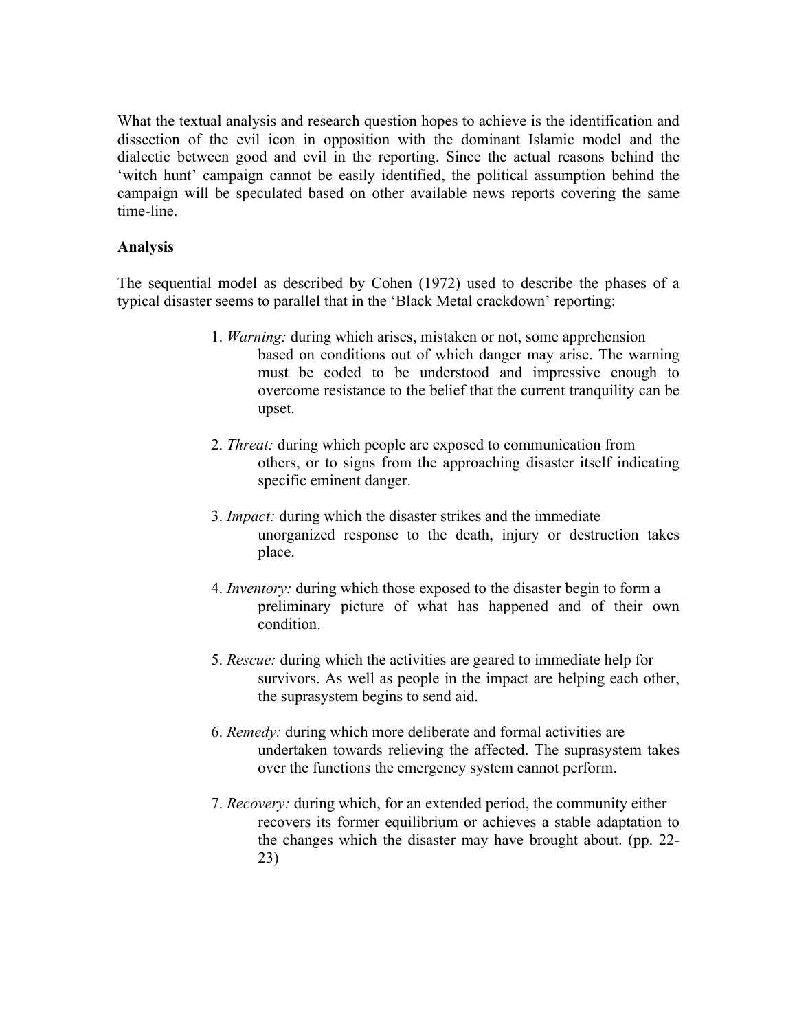What the textual analysis and research question hopes to achieve is the identification and dissection of the evil icon in opposition with the dominant Islamic model and the dialectic between good and evil in the reporting. Since the actual reasons behind the 'witch hunt' campaign cannot be easily identified, the political assumption behind the campaign will be speculated based on other available news reports covering the same time-line.

**Analysis**

The sequential model as described by Cohen (1972) used to describe the phases of a typical disaster seems to parallel that in the 'Black Metal crackdown' reporting:

1. *Warning:* during which arises, mistaken or not, some apprehension based on conditions out of which danger may arise. The warning must be coded to be understood and impressive enough to overcome resistance to the belief that the current tranquility can be upset.

2. *Threat:* during which people are exposed to communication from others, or to signs from the approaching disaster itself indicating specific eminent danger.

3. *Impact:* during which the disaster strikes and the immediate unorganized response to the death, injury or destruction takes place.

4. *Inventory:* during which those exposed to the disaster begin to form a preliminary picture of what has happened and of their own condition.

5. *Rescue:* during which the activities are geared to immediate help for survivors. As well as people in the impact are helping each other, the suprasystem begins to send aid.

6. *Remedy:* during which more deliberate and formal activities are undertaken towards relieving the affected. The suprasystem takes over the functions the emergency system cannot perform.

7. *Recovery:* during which, for an extended period, the community either recovers its former equilibrium or achieves a stable adaptation to the changes which the disaster may have brought about. (pp. 22-23)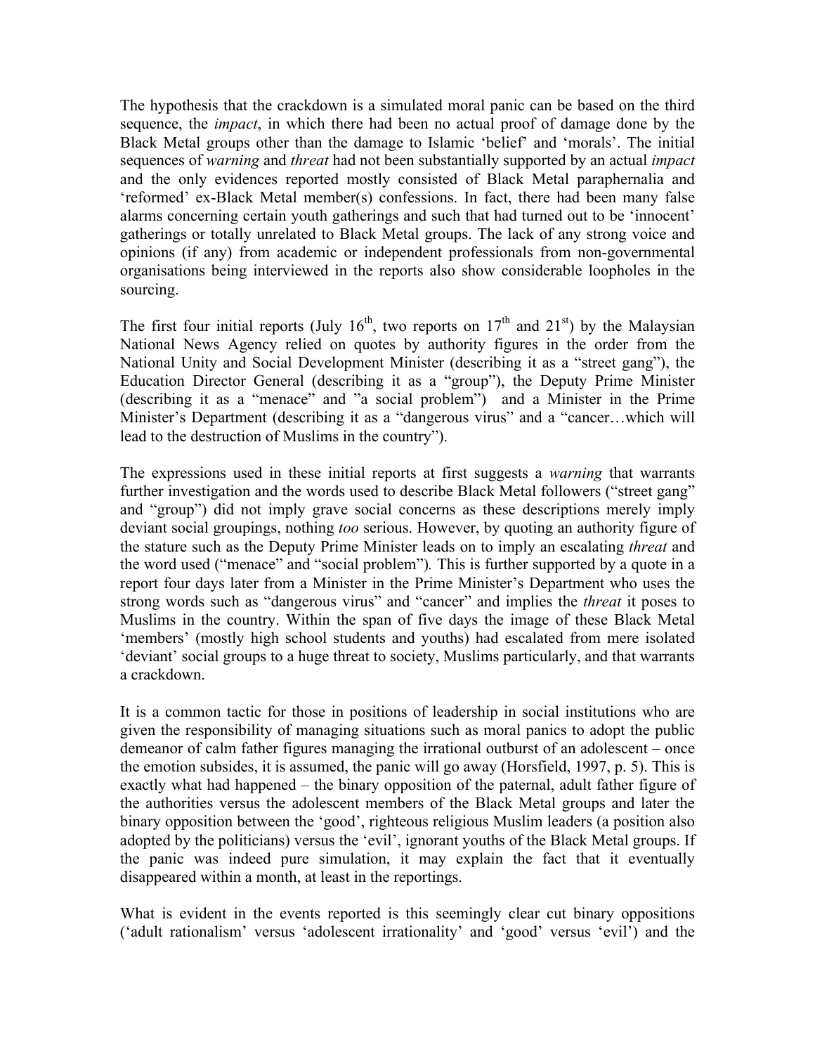The hypothesis that the crackdown is a simulated moral panic can be based on the third sequence, the *impact*, in which there had been no actual proof of damage done by the Black Metal groups other than the damage to Islamic 'belief' and 'morals'. The initial sequences of *warning* and *threat* had not been substantially supported by an actual *impact* and the only evidences reported mostly consisted of Black Metal paraphernalia and 'reformed' ex-Black Metal member(s) confessions. In fact, there had been many false alarms concerning certain youth gatherings and such that had turned out to be 'innocent' gatherings or totally unrelated to Black Metal groups. The lack of any strong voice and opinions (if any) from academic or independent professionals from non-governmental organisations being interviewed in the reports also show considerable loopholes in the sourcing.

The first four initial reports (July 16th, two reports on 17th and 21st) by the Malaysian National News Agency relied on quotes by authority figures in the order from the National Unity and Social Development Minister (describing it as a "street gang"), the Education Director General (describing it as a "group"), the Deputy Prime Minister (describing it as a "menace" and "a social problem") and a Minister in the Prime Minister's Department (describing it as a "dangerous virus" and a "cancer…which will lead to the destruction of Muslims in the country").

The expressions used in these initial reports at first suggests a *warning* that warrants further investigation and the words used to describe Black Metal followers ("street gang" and "group") did not imply grave social concerns as these descriptions merely imply deviant social groupings, nothing *too* serious. However, by quoting an authority figure of the stature such as the Deputy Prime Minister leads on to imply an escalating *threat* and the word used ("menace" and "social problem"). This is further supported by a quote in a report four days later from a Minister in the Prime Minister's Department who uses the strong words such as "dangerous virus" and "cancer" and implies the *threat* it poses to Muslims in the country. Within the span of five days the image of these Black Metal 'members' (mostly high school students and youths) had escalated from mere isolated 'deviant' social groups to a huge threat to society, Muslims particularly, and that warrants a crackdown.

It is a common tactic for those in positions of leadership in social institutions who are given the responsibility of managing situations such as moral panics to adopt the public demeanor of calm father figures managing the irrational outburst of an adolescent – once the emotion subsides, it is assumed, the panic will go away (Horsfield, 1997, p. 5). This is exactly what had happened – the binary opposition of the paternal, adult father figure of the authorities versus the adolescent members of the Black Metal groups and later the binary opposition between the 'good', righteous religious Muslim leaders (a position also adopted by the politicians) versus the 'evil', ignorant youths of the Black Metal groups. If the panic was indeed pure simulation, it may explain the fact that it eventually disappeared within a month, at least in the reportings.

What is evident in the events reported is this seemingly clear cut binary oppositions ('adult rationalism' versus 'adolescent irrationality' and 'good' versus 'evil') and the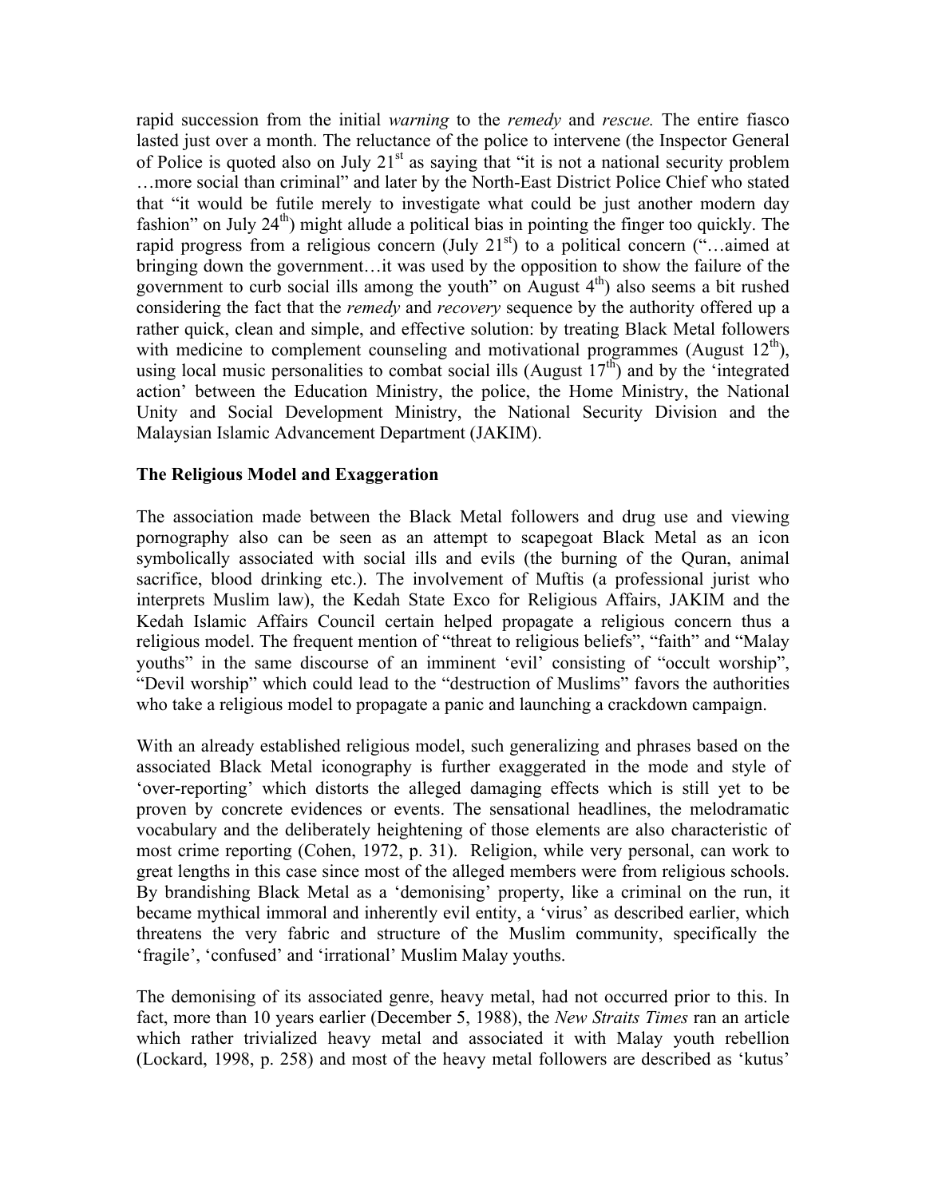rapid succession from the initial *warning* to the *remedy* and *rescue.* The entire fiasco lasted just over a month. The reluctance of the police to intervene (the Inspector General of Police is quoted also on July 21st as saying that "it is not a national security problem …more social than criminal" and later by the North-East District Police Chief who stated that "it would be futile merely to investigate what could be just another modern day fashion" on July 24th) might allude a political bias in pointing the finger too quickly. The rapid progress from a religious concern (July 21st) to a political concern ("…aimed at bringing down the government…it was used by the opposition to show the failure of the government to curb social ills among the youth" on August 4th) also seems a bit rushed considering the fact that the *remedy* and *recovery* sequence by the authority offered up a rather quick, clean and simple, and effective solution: by treating Black Metal followers with medicine to complement counseling and motivational programmes (August 12th), using local music personalities to combat social ills (August 17th) and by the 'integrated action' between the Education Ministry, the police, the Home Ministry, the National Unity and Social Development Ministry, the National Security Division and the Malaysian Islamic Advancement Department (JAKIM).

**The Religious Model and Exaggeration**

The association made between the Black Metal followers and drug use and viewing pornography also can be seen as an attempt to scapegoat Black Metal as an icon symbolically associated with social ills and evils (the burning of the Quran, animal sacrifice, blood drinking etc.). The involvement of Muftis (a professional jurist who interprets Muslim law), the Kedah State Exco for Religious Affairs, JAKIM and the Kedah Islamic Affairs Council certain helped propagate a religious concern thus a religious model. The frequent mention of "threat to religious beliefs", "faith" and "Malay youths" in the same discourse of an imminent 'evil' consisting of "occult worship", "Devil worship" which could lead to the "destruction of Muslims" favors the authorities who take a religious model to propagate a panic and launching a crackdown campaign.

With an already established religious model, such generalizing and phrases based on the associated Black Metal iconography is further exaggerated in the mode and style of 'over-reporting' which distorts the alleged damaging effects which is still yet to be proven by concrete evidences or events. The sensational headlines, the melodramatic vocabulary and the deliberately heightening of those elements are also characteristic of most crime reporting (Cohen, 1972, p. 31). Religion, while very personal, can work to great lengths in this case since most of the alleged members were from religious schools. By brandishing Black Metal as a 'demonising' property, like a criminal on the run, it became mythical immoral and inherently evil entity, a 'virus' as described earlier, which threatens the very fabric and structure of the Muslim community, specifically the 'fragile', 'confused' and 'irrational' Muslim Malay youths.

The demonising of its associated genre, heavy metal, had not occurred prior to this. In fact, more than 10 years earlier (December 5, 1988), the *New Straits Times* ran an article which rather trivialized heavy metal and associated it with Malay youth rebellion (Lockard, 1998, p. 258) and most of the heavy metal followers are described as 'kutus'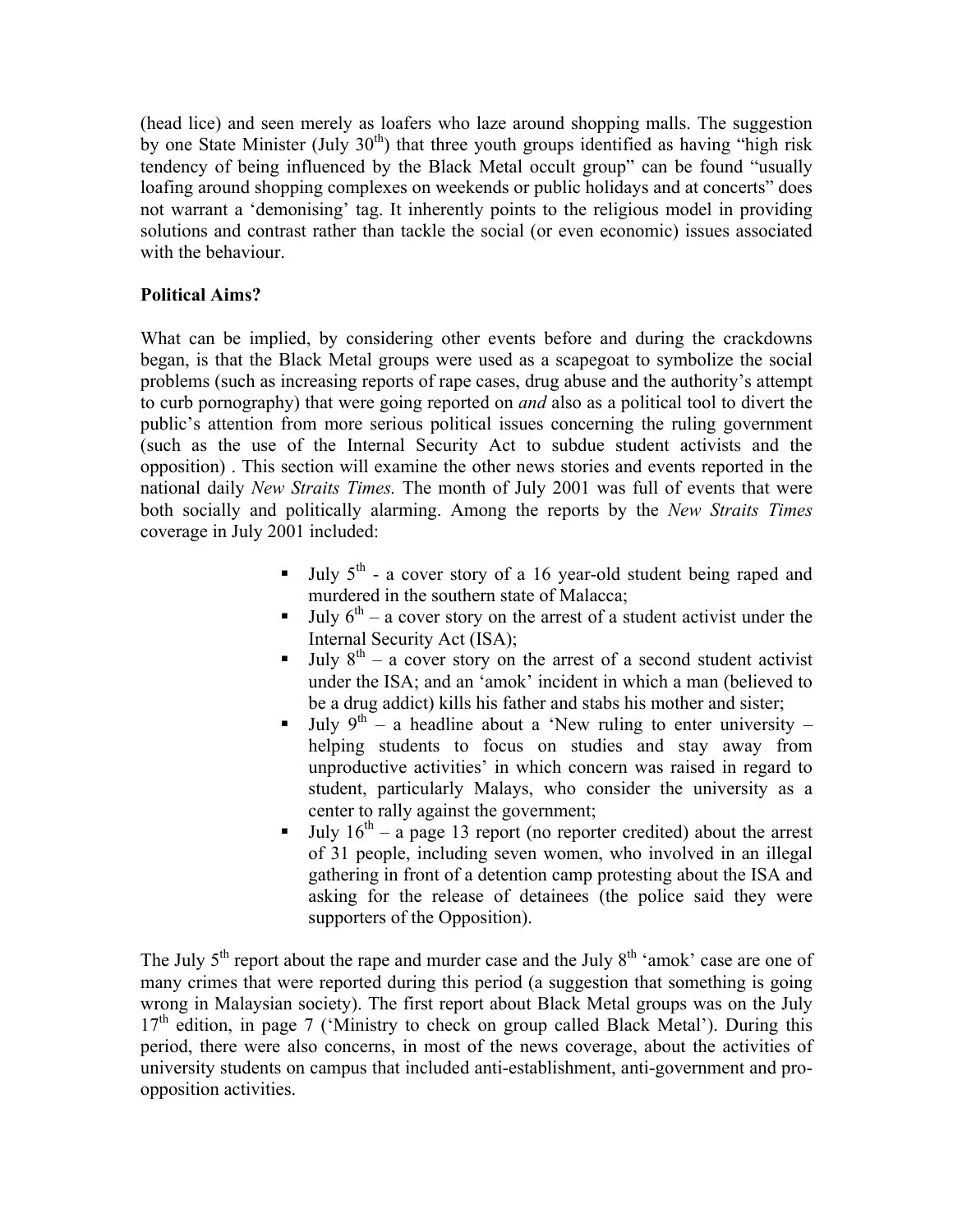(head lice) and seen merely as loafers who laze around shopping malls. The suggestion by one State Minister (July 30th) that three youth groups identified as having "high risk tendency of being influenced by the Black Metal occult group" can be found "usually loafing around shopping complexes on weekends or public holidays and at concerts" does not warrant a 'demonising' tag. It inherently points to the religious model in providing solutions and contrast rather than tackle the social (or even economic) issues associated with the behaviour.

**Political Aims?**

What can be implied, by considering other events before and during the crackdowns began, is that the Black Metal groups were used as a scapegoat to symbolize the social problems (such as increasing reports of rape cases, drug abuse and the authority's attempt to curb pornography) that were going reported on *and* also as a political tool to divert the public's attention from more serious political issues concerning the ruling government (such as the use of the Internal Security Act to subdue student activists and the opposition) . This section will examine the other news stories and events reported in the national daily *New Straits Times.* The month of July 2001 was full of events that were both socially and politically alarming. Among the reports by the *New Straits Times* coverage in July 2001 included:

- July 5th - a cover story of a 16 year-old student being raped and murdered in the southern state of Malacca;
- July 6th – a cover story on the arrest of a student activist under the Internal Security Act (ISA);
- July 8th – a cover story on the arrest of a second student activist under the ISA; and an 'amok' incident in which a man (believed to be a drug addict) kills his father and stabs his mother and sister;
- July 9th – a headline about a 'New ruling to enter university – helping students to focus on studies and stay away from unproductive activities' in which concern was raised in regard to student, particularly Malays, who consider the university as a center to rally against the government;
- July 16th – a page 13 report (no reporter credited) about the arrest of 31 people, including seven women, who involved in an illegal gathering in front of a detention camp protesting about the ISA and asking for the release of detainees (the police said they were supporters of the Opposition).

The July 5th report about the rape and murder case and the July 8th 'amok' case are one of many crimes that were reported during this period (a suggestion that something is going wrong in Malaysian society). The first report about Black Metal groups was on the July 17th edition, in page 7 ('Ministry to check on group called Black Metal'). During this period, there were also concerns, in most of the news coverage, about the activities of university students on campus that included anti-establishment, anti-government and pro-opposition activities.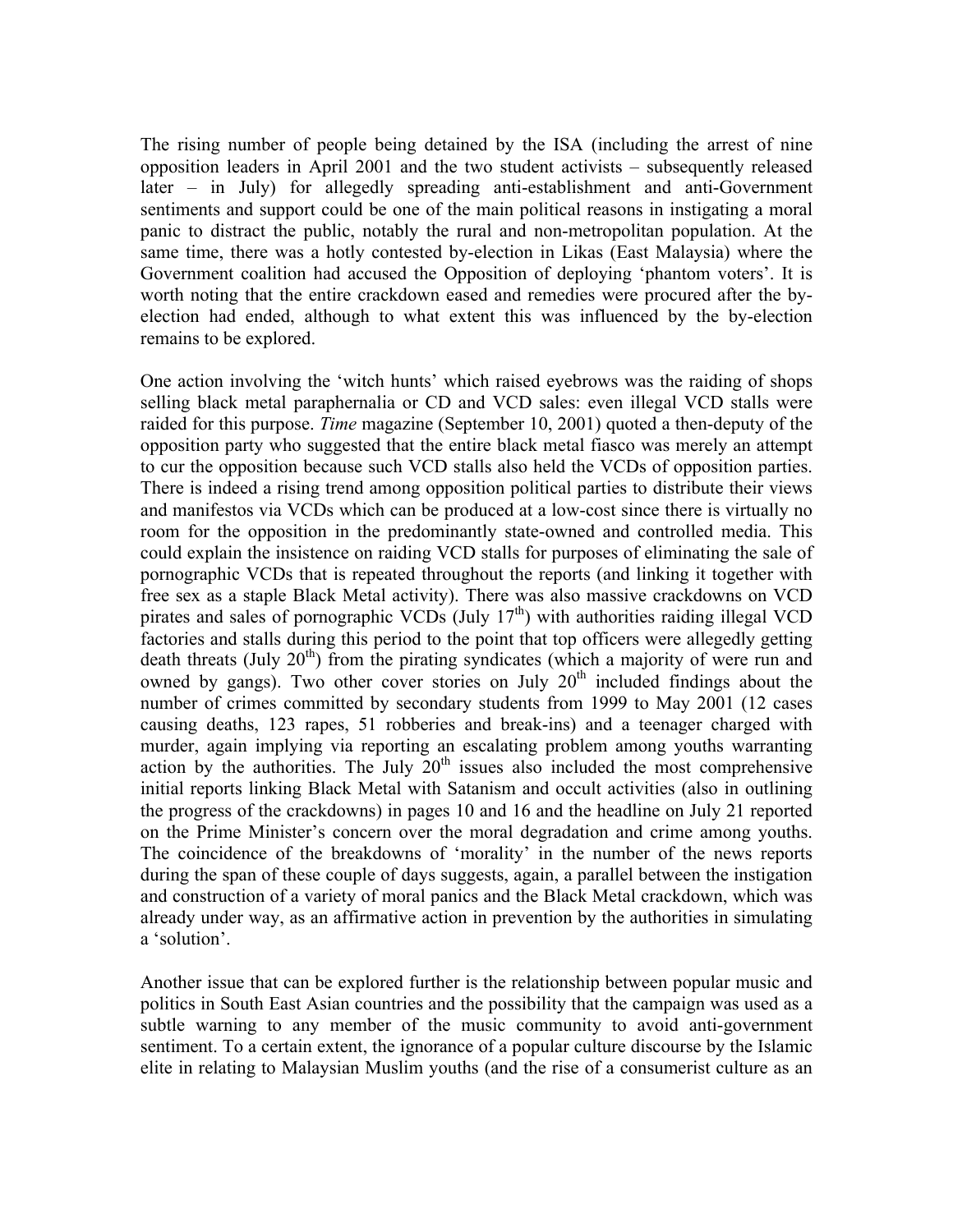The rising number of people being detained by the ISA (including the arrest of nine opposition leaders in April 2001 and the two student activists – subsequently released later – in July) for allegedly spreading anti-establishment and anti-Government sentiments and support could be one of the main political reasons in instigating a moral panic to distract the public, notably the rural and non-metropolitan population. At the same time, there was a hotly contested by-election in Likas (East Malaysia) where the Government coalition had accused the Opposition of deploying 'phantom voters'. It is worth noting that the entire crackdown eased and remedies were procured after the by-election had ended, although to what extent this was influenced by the by-election remains to be explored.

One action involving the 'witch hunts' which raised eyebrows was the raiding of shops selling black metal paraphernalia or CD and VCD sales: even illegal VCD stalls were raided for this purpose. *Time* magazine (September 10, 2001) quoted a then-deputy of the opposition party who suggested that the entire black metal fiasco was merely an attempt to cur the opposition because such VCD stalls also held the VCDs of opposition parties. There is indeed a rising trend among opposition political parties to distribute their views and manifestos via VCDs which can be produced at a low-cost since there is virtually no room for the opposition in the predominantly state-owned and controlled media. This could explain the insistence on raiding VCD stalls for purposes of eliminating the sale of pornographic VCDs that is repeated throughout the reports (and linking it together with free sex as a staple Black Metal activity). There was also massive crackdowns on VCD pirates and sales of pornographic VCDs (July 17th) with authorities raiding illegal VCD factories and stalls during this period to the point that top officers were allegedly getting death threats (July 20th) from the pirating syndicates (which a majority of were run and owned by gangs). Two other cover stories on July 20th included findings about the number of crimes committed by secondary students from 1999 to May 2001 (12 cases causing deaths, 123 rapes, 51 robberies and break-ins) and a teenager charged with murder, again implying via reporting an escalating problem among youths warranting action by the authorities. The July 20th issues also included the most comprehensive initial reports linking Black Metal with Satanism and occult activities (also in outlining the progress of the crackdowns) in pages 10 and 16 and the headline on July 21 reported on the Prime Minister's concern over the moral degradation and crime among youths. The coincidence of the breakdowns of 'morality' in the number of the news reports during the span of these couple of days suggests, again, a parallel between the instigation and construction of a variety of moral panics and the Black Metal crackdown, which was already under way, as an affirmative action in prevention by the authorities in simulating a 'solution'.

Another issue that can be explored further is the relationship between popular music and politics in South East Asian countries and the possibility that the campaign was used as a subtle warning to any member of the music community to avoid anti-government sentiment. To a certain extent, the ignorance of a popular culture discourse by the Islamic elite in relating to Malaysian Muslim youths (and the rise of a consumerist culture as an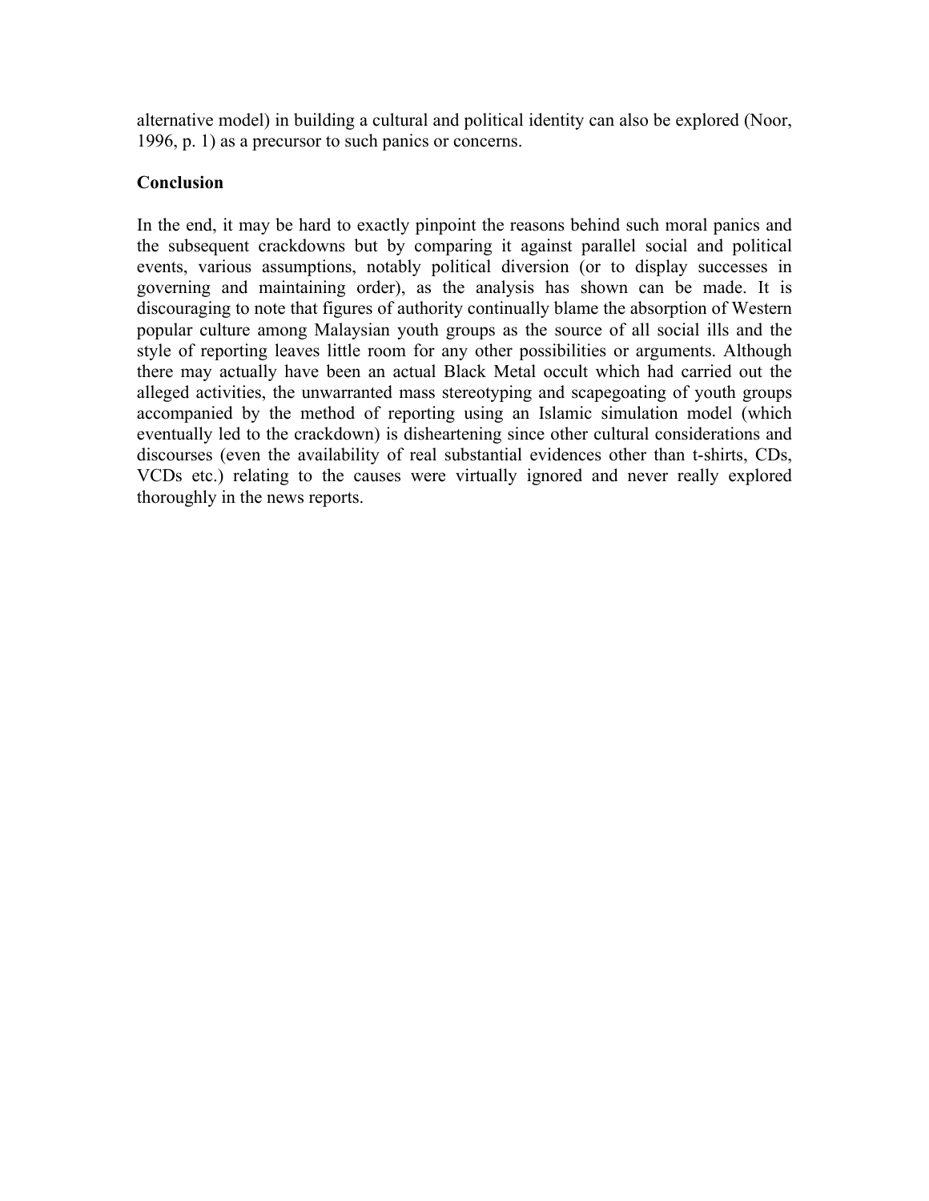alternative model) in building a cultural and political identity can also be explored (Noor, 1996, p. 1) as a precursor to such panics or concerns.

## Conclusion

In the end, it may be hard to exactly pinpoint the reasons behind such moral panics and the subsequent crackdowns but by comparing it against parallel social and political events, various assumptions, notably political diversion (or to display successes in governing and maintaining order), as the analysis has shown can be made. It is discouraging to note that figures of authority continually blame the absorption of Western popular culture among Malaysian youth groups as the source of all social ills and the style of reporting leaves little room for any other possibilities or arguments. Although there may actually have been an actual Black Metal occult which had carried out the alleged activities, the unwarranted mass stereotyping and scapegoating of youth groups accompanied by the method of reporting using an Islamic simulation model (which eventually led to the crackdown) is disheartening since other cultural considerations and discourses (even the availability of real substantial evidences other than t-shirts, CDs, VCDs etc.) relating to the causes were virtually ignored and never really explored thoroughly in the news reports.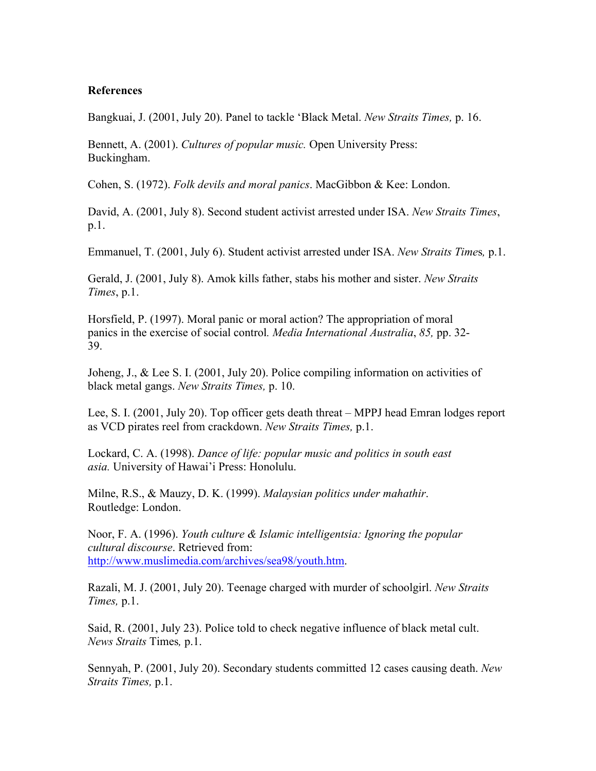**References**

Bangkuai, J. (2001, July 20). Panel to tackle 'Black Metal. *New Straits Times,* p. 16.

Bennett, A. (2001). *Cultures of popular music.* Open University Press: Buckingham.

Cohen, S. (1972). *Folk devils and moral panics*. MacGibbon & Kee: London.

David, A. (2001, July 8). Second student activist arrested under ISA. *New Straits Times*, p.1.

Emmanuel, T. (2001, July 6). Student activist arrested under ISA. *New Straits Time*s*,* p.1.

Gerald, J. (2001, July 8). Amok kills father, stabs his mother and sister. *New Straits Times*, p.1.

Horsfield, P. (1997). Moral panic or moral action? The appropriation of moral panics in the exercise of social control*. Media International Australia*, *85,* pp. 32-39.

Joheng, J., & Lee S. I. (2001, July 20). Police compiling information on activities of black metal gangs. *New Straits Times,* p. 10.

Lee, S. I. (2001, July 20). Top officer gets death threat – MPPJ head Emran lodges report as VCD pirates reel from crackdown. *New Straits Times,* p.1.

Lockard, C. A. (1998). *Dance of life: popular music and politics in south east asia.* University of Hawai'i Press: Honolulu.

Milne, R.S., & Mauzy, D. K. (1999). *Malaysian politics under mahathir*. Routledge: London.

Noor, F. A. (1996). *Youth culture & Islamic intelligentsia: Ignoring the popular cultural discourse*. Retrieved from: http://www.muslimedia.com/archives/sea98/youth.htm.

Razali, M. J. (2001, July 20). Teenage charged with murder of schoolgirl. *New Straits Times,* p.1.

Said, R. (2001, July 23). Police told to check negative influence of black metal cult. *News Straits* Times*,* p.1.

Sennyah, P. (2001, July 20). Secondary students committed 12 cases causing death. *New Straits Times,* p.1.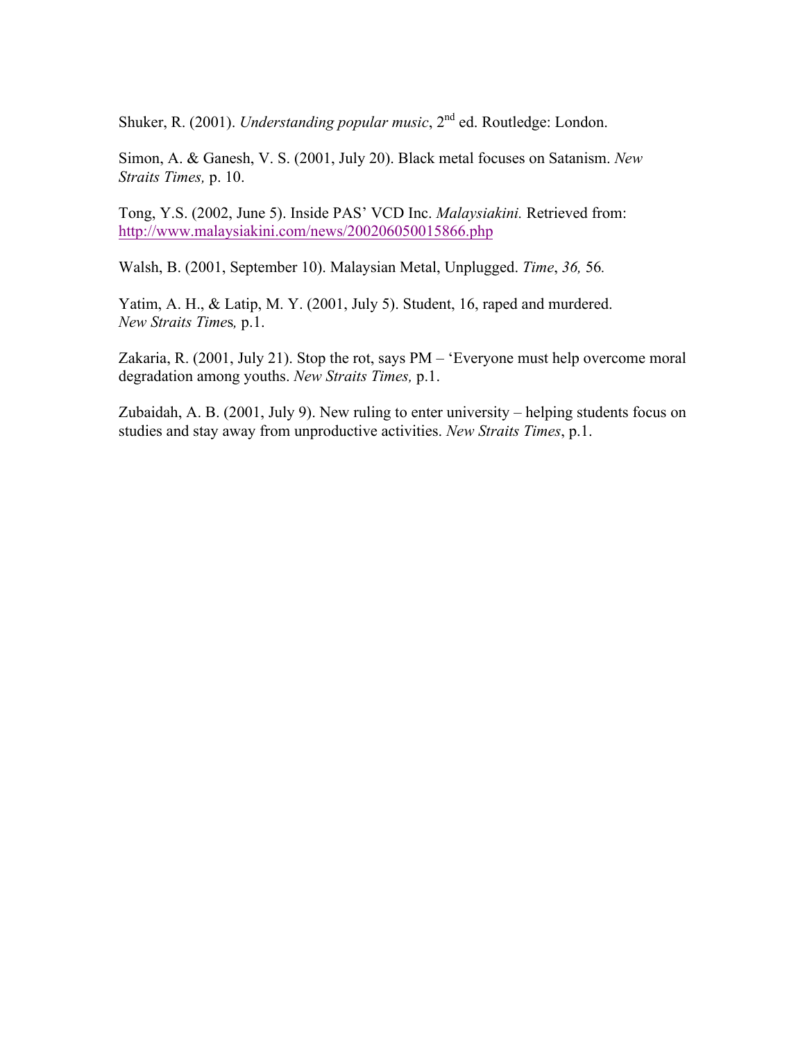Shuker, R. (2001). *Understanding popular music*, 2nd ed. Routledge: London.

Simon, A. & Ganesh, V. S. (2001, July 20). Black metal focuses on Satanism. *New Straits Times,* p. 10.

Tong, Y.S. (2002, June 5). Inside PAS' VCD Inc. *Malaysiakini.* Retrieved from: http://www.malaysiakini.com/news/200206050015866.php

Walsh, B. (2001, September 10). Malaysian Metal, Unplugged. *Time*, *36,* 56*.*

Yatim, A. H., & Latip, M. Y. (2001, July 5). Student, 16, raped and murdered. *New Straits Time*s*,* p.1.

Zakaria, R. (2001, July 21). Stop the rot, says PM – 'Everyone must help overcome moral degradation among youths. *New Straits Times,* p.1.

Zubaidah, A. B. (2001, July 9). New ruling to enter university – helping students focus on studies and stay away from unproductive activities. *New Straits Times*, p.1.